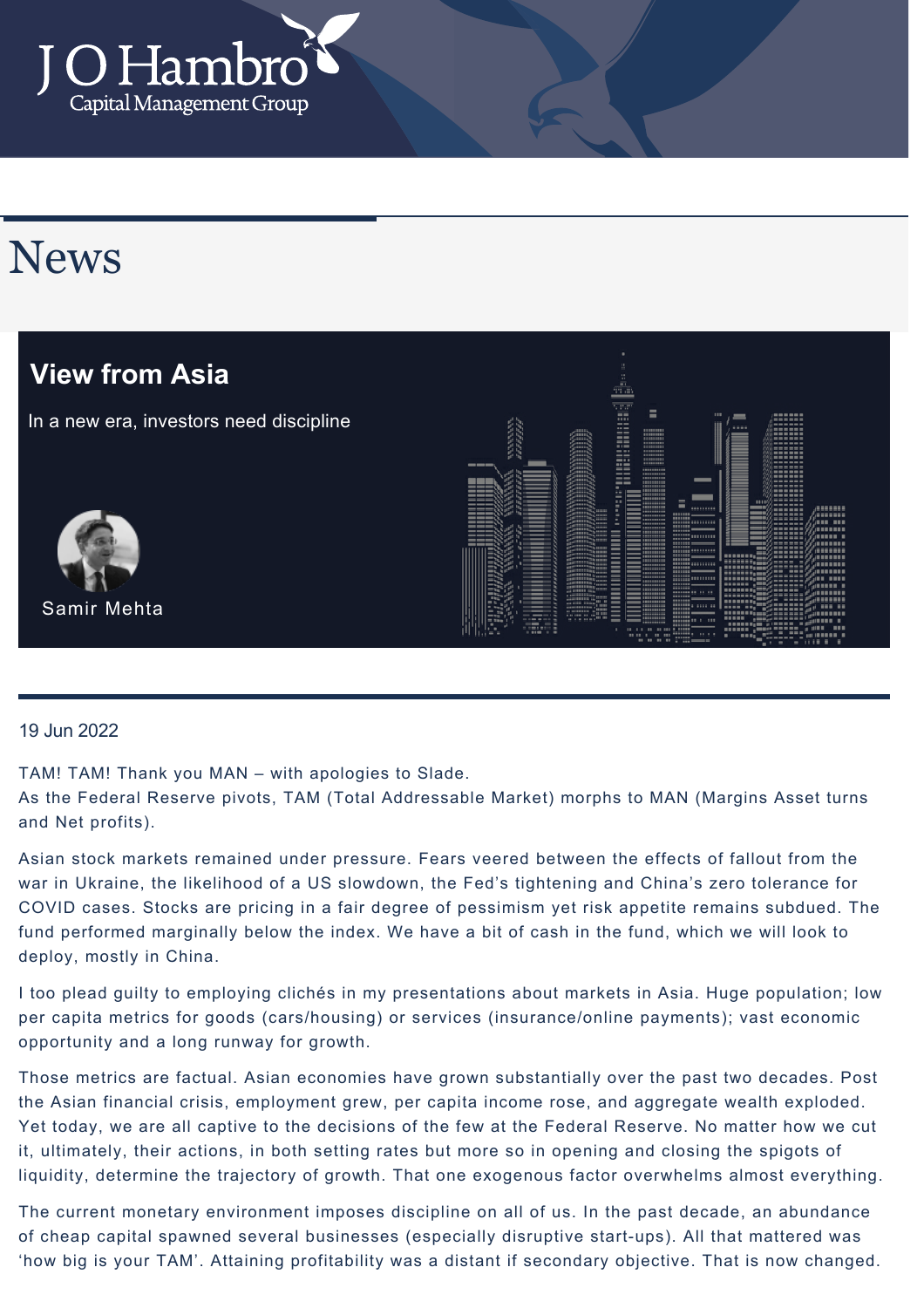J O Hambro Capital Management Group

# News

## View from Asia

In a new era, investors need discipline

Samir Mehta

19 Jun 2022

TAM! TAM! Thank you MAN – with apologies to Slade.
As the Federal Reserve pivots, TAM (Total Addressable Market) morphs to MAN (Margins Asset turns and Net profits).

Asian stock markets remained under pressure. Fears veered between the effects of fallout from the war in Ukraine, the likelihood of a US slowdown, the Fed's tightening and China's zero tolerance for COVID cases. Stocks are pricing in a fair degree of pessimism yet risk appetite remains subdued. The fund performed marginally below the index. We have a bit of cash in the fund, which we will look to deploy, mostly in China.

I too plead guilty to employing clichés in my presentations about markets in Asia. Huge population; low per capita metrics for goods (cars/housing) or services (insurance/online payments); vast economic opportunity and a long runway for growth.

Those metrics are factual. Asian economies have grown substantially over the past two decades. Post the Asian financial crisis, employment grew, per capita income rose, and aggregate wealth exploded. Yet today, we are all captive to the decisions of the few at the Federal Reserve. No matter how we cut it, ultimately, their actions, in both setting rates but more so in opening and closing the spigots of liquidity, determine the trajectory of growth. That one exogenous factor overwhelms almost everything.

The current monetary environment imposes discipline on all of us. In the past decade, an abundance of cheap capital spawned several businesses (especially disruptive start-ups). All that mattered was 'how big is your TAM'. Attaining profitability was a distant if secondary objective. That is now changed.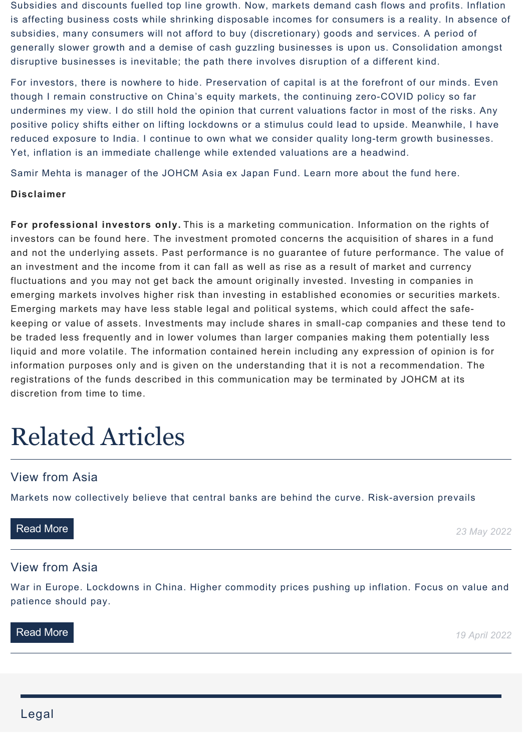Subsidies and discounts fuelled top line growth. Now, markets demand cash flows and profits. Inflation is affecting business costs while shrinking disposable incomes for consumers is a reality. In absence of subsidies, many consumers will not afford to buy (discretionary) goods and services. A period of generally slower growth and a demise of cash guzzling businesses is upon us. Consolidation amongst disruptive businesses is inevitable; the path there involves disruption of a different kind.

For investors, there is nowhere to hide. Preservation of capital is at the forefront of our minds. Even though I remain constructive on China's equity markets, the continuing zero-COVID policy so far undermines my view. I do still hold the opinion that current valuations factor in most of the risks. Any positive policy shifts either on lifting lockdowns or a stimulus could lead to upside. Meanwhile, I have reduced exposure to India. I continue to own what we consider quality long-term growth businesses. Yet, inflation is an immediate challenge while extended valuations are a headwind.

Samir Mehta is manager of the JOHCM Asia ex Japan Fund. Learn more about the fund here.

**Disclaimer**

**For professional investors only.** This is a marketing communication. Information on the rights of investors can be found here. The investment promoted concerns the acquisition of shares in a fund and not the underlying assets. Past performance is no guarantee of future performance. The value of an investment and the income from it can fall as well as rise as a result of market and currency fluctuations and you may not get back the amount originally invested. Investing in companies in emerging markets involves higher risk than investing in established economies or securities markets. Emerging markets may have less stable legal and political systems, which could affect the safe-keeping or value of assets. Investments may include shares in small-cap companies and these tend to be traded less frequently and in lower volumes than larger companies making them potentially less liquid and more volatile. The information contained herein including any expression of opinion is for information purposes only and is given on the understanding that it is not a recommendation. The registrations of the funds described in this communication may be terminated by JOHCM at its discretion from time to time.

# Related Articles

## View from Asia

Markets now collectively believe that central banks are behind the curve. Risk-aversion prevails

Read More

*23 May 2022*

## View from Asia

War in Europe. Lockdowns in China. Higher commodity prices pushing up inflation. Focus on value and patience should pay.

Read More

*19 April 2022*

Legal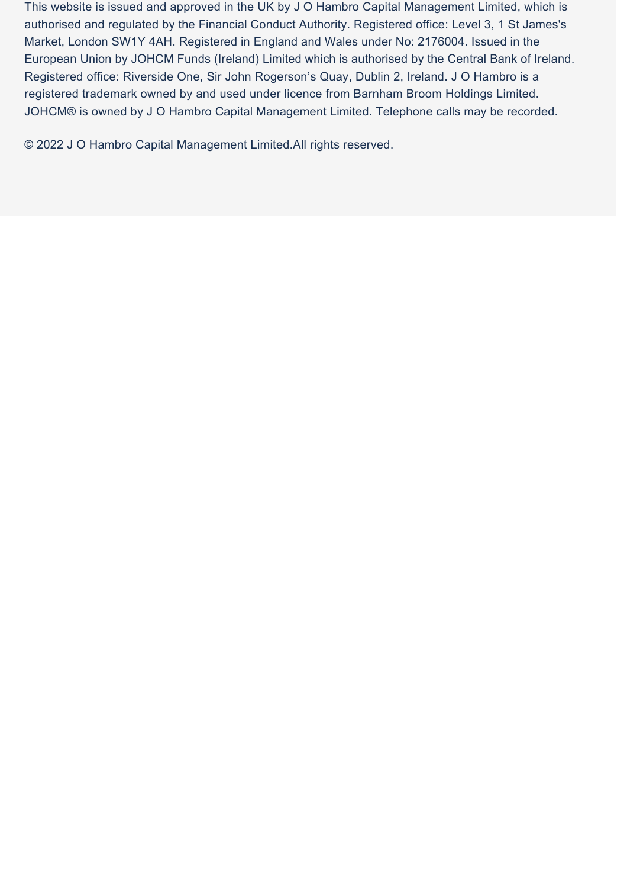This website is issued and approved in the UK by J O Hambro Capital Management Limited, which is authorised and regulated by the Financial Conduct Authority. Registered office: Level 3, 1 St James's Market, London SW1Y 4AH. Registered in England and Wales under No: 2176004. Issued in the European Union by JOHCM Funds (Ireland) Limited which is authorised by the Central Bank of Ireland. Registered office: Riverside One, Sir John Rogerson's Quay, Dublin 2, Ireland. J O Hambro is a registered trademark owned by and used under licence from Barnham Broom Holdings Limited. JOHCM® is owned by J O Hambro Capital Management Limited. Telephone calls may be recorded.

© 2022 J O Hambro Capital Management Limited.All rights reserved.